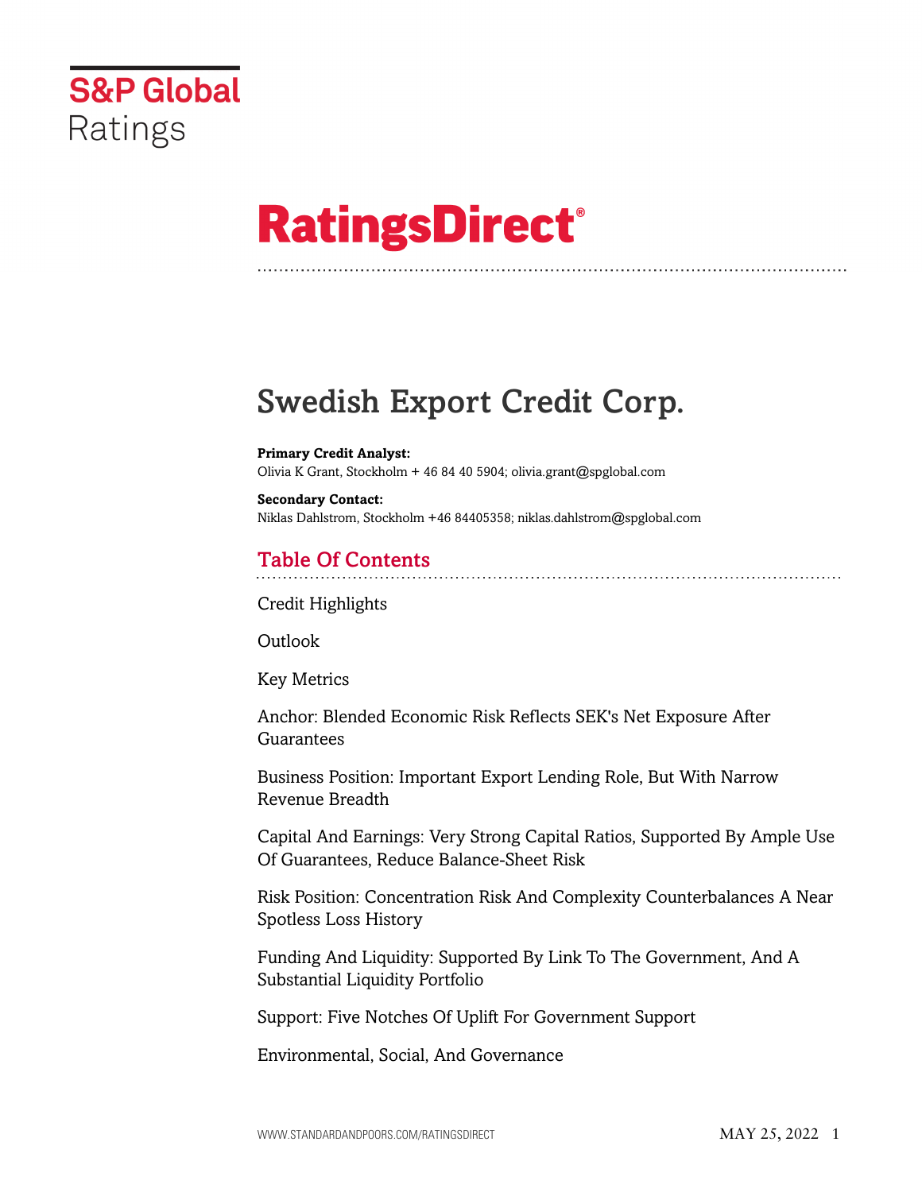S&P Global Ratings

# RatingsDirect®

# Swedish Export Credit Corp.

**Primary Credit Analyst:**
Olivia K Grant, Stockholm + 46 84 40 5904; olivia.grant@spglobal.com

**Secondary Contact:**
Niklas Dahlstrom, Stockholm +46 84405358; niklas.dahlstrom@spglobal.com

## Table Of Contents

Credit Highlights

Outlook

Key Metrics

Anchor: Blended Economic Risk Reflects SEK's Net Exposure After Guarantees

Business Position: Important Export Lending Role, But With Narrow Revenue Breadth

Capital And Earnings: Very Strong Capital Ratios, Supported By Ample Use Of Guarantees, Reduce Balance-Sheet Risk

Risk Position: Concentration Risk And Complexity Counterbalances A Near Spotless Loss History

Funding And Liquidity: Supported By Link To The Government, And A Substantial Liquidity Portfolio

Support: Five Notches Of Uplift For Government Support

Environmental, Social, And Governance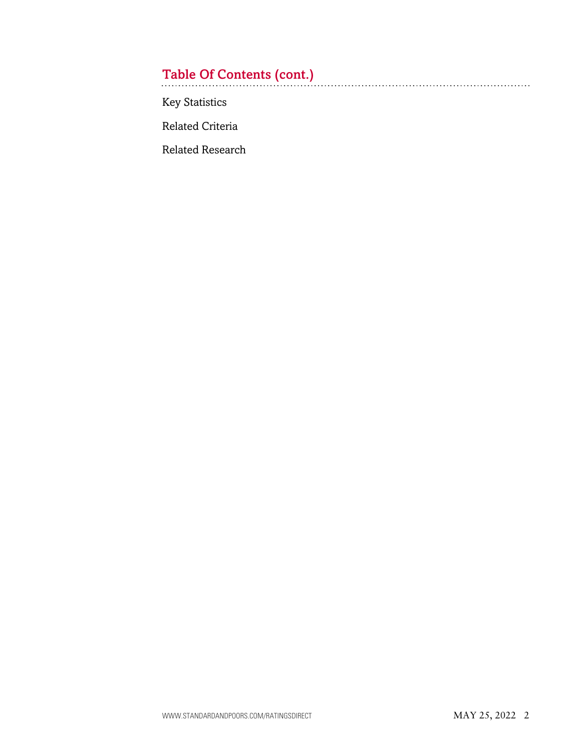## Table Of Contents (cont.)

Key Statistics

Related Criteria

Related Research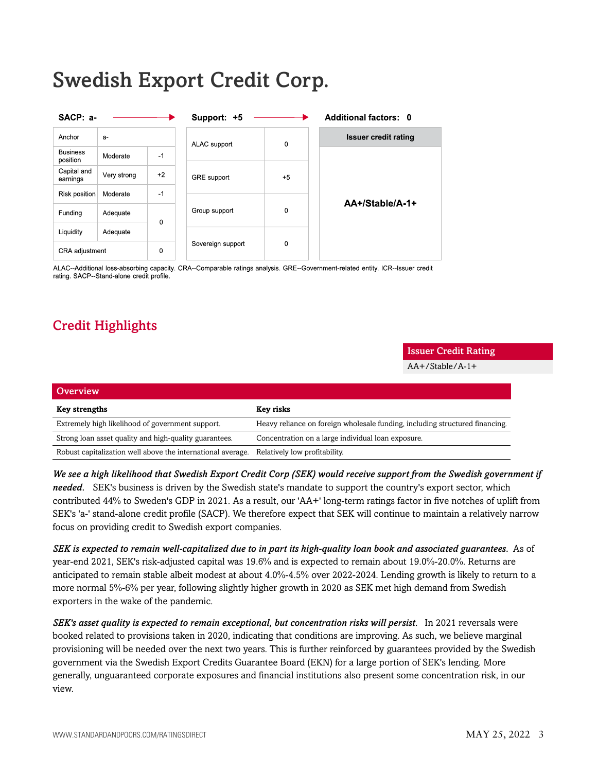# Swedish Export Credit Corp.

| SACP: a- | | |
|---|---|---|
| Anchor | a- | |
| Business position | Moderate | -1 |
| Capital and earnings | Very strong | +2 |
| Risk position | Moderate | -1 |
| Funding | Adequate | 0 |
| Liquidity | Adequate | |
| CRA adjustment | | 0 |

| Support: +5 | |
|---|---|
| ALAC support | 0 |
| GRE support | +5 |
| Group support | 0 |
| Sovereign support | 0 |

| Additional factors: 0 |
|---|
| Issuer credit rating |
| AA+/Stable/A-1+ |

ALAC--Additional loss-absorbing capacity. CRA--Comparable ratings analysis. GRE--Government-related entity. ICR--Issuer credit rating. SACP--Stand-alone credit profile.

## Credit Highlights

| Issuer Credit Rating |
|---|
| AA+/Stable/A-1+ |

### Overview

| Key strengths | Key risks |
|---|---|
| Extremely high likelihood of government support. | Heavy reliance on foreign wholesale funding, including structured financing. |
| Strong loan asset quality and high-quality guarantees. | Concentration on a large individual loan exposure. |
| Robust capitalization well above the international average. | Relatively low profitability. |

***We see a high likelihood that Swedish Export Credit Corp (SEK) would receive support from the Swedish government if needed.*** SEK's business is driven by the Swedish state's mandate to support the country's export sector, which contributed 44% to Sweden's GDP in 2021. As a result, our 'AA+' long-term ratings factor in five notches of uplift from SEK's 'a-' stand-alone credit profile (SACP). We therefore expect that SEK will continue to maintain a relatively narrow focus on providing credit to Swedish export companies.

***SEK is expected to remain well-capitalized due to in part its high-quality loan book and associated guarantees.*** As of year-end 2021, SEK's risk-adjusted capital was 19.6% and is expected to remain about 19.0%-20.0%. Returns are anticipated to remain stable albeit modest at about 4.0%-4.5% over 2022-2024. Lending growth is likely to return to a more normal 5%-6% per year, following slightly higher growth in 2020 as SEK met high demand from Swedish exporters in the wake of the pandemic.

***SEK's asset quality is expected to remain exceptional, but concentration risks will persist.*** In 2021 reversals were booked related to provisions taken in 2020, indicating that conditions are improving. As such, we believe marginal provisioning will be needed over the next two years. This is further reinforced by guarantees provided by the Swedish government via the Swedish Export Credits Guarantee Board (EKN) for a large portion of SEK's lending. More generally, unguaranteed corporate exposures and financial institutions also present some concentration risk, in our view.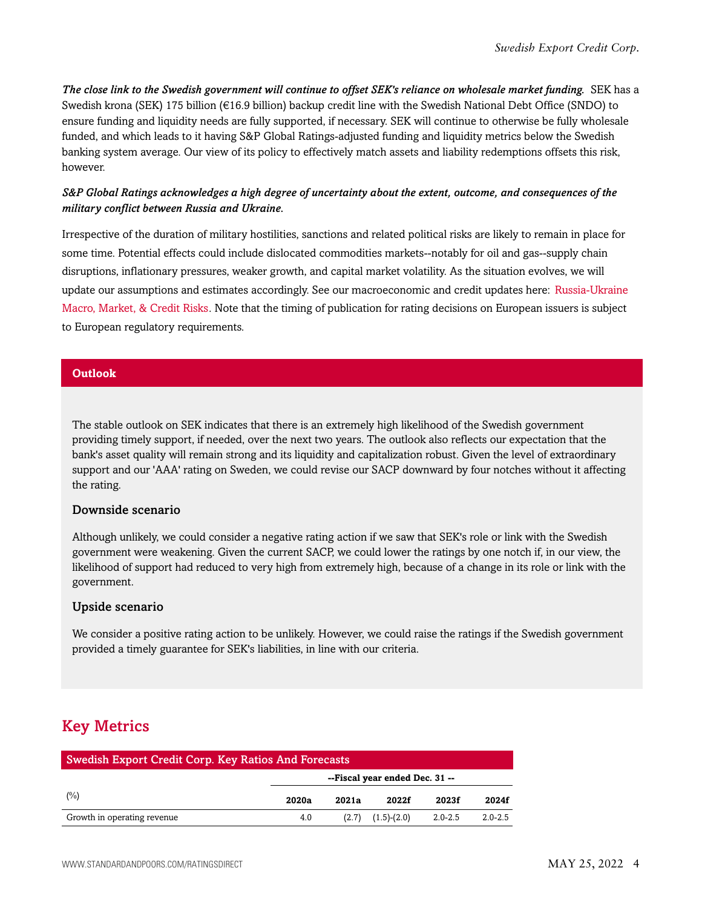***The close link to the Swedish government will continue to offset SEK's reliance on wholesale market funding.*** SEK has a Swedish krona (SEK) 175 billion (€16.9 billion) backup credit line with the Swedish National Debt Office (SNDO) to ensure funding and liquidity needs are fully supported, if necessary. SEK will continue to otherwise be fully wholesale funded, and which leads to it having S&P Global Ratings-adjusted funding and liquidity metrics below the Swedish banking system average. Our view of its policy to effectively match assets and liability redemptions offsets this risk, however.

***S&P Global Ratings acknowledges a high degree of uncertainty about the extent, outcome, and consequences of the military conflict between Russia and Ukraine.***

Irrespective of the duration of military hostilities, sanctions and related political risks are likely to remain in place for some time. Potential effects could include dislocated commodities markets--notably for oil and gas--supply chain disruptions, inflationary pressures, weaker growth, and capital market volatility. As the situation evolves, we will update our assumptions and estimates accordingly. See our macroeconomic and credit updates here: Russia-Ukraine Macro, Market, & Credit Risks. Note that the timing of publication for rating decisions on European issuers is subject to European regulatory requirements.

## Outlook

The stable outlook on SEK indicates that there is an extremely high likelihood of the Swedish government providing timely support, if needed, over the next two years. The outlook also reflects our expectation that the bank's asset quality will remain strong and its liquidity and capitalization robust. Given the level of extraordinary support and our 'AAA' rating on Sweden, we could revise our SACP downward by four notches without it affecting the rating.

### Downside scenario

Although unlikely, we could consider a negative rating action if we saw that SEK's role or link with the Swedish government were weakening. Given the current SACP, we could lower the ratings by one notch if, in our view, the likelihood of support had reduced to very high from extremely high, because of a change in its role or link with the government.

### Upside scenario

We consider a positive rating action to be unlikely. However, we could raise the ratings if the Swedish government provided a timely guarantee for SEK's liabilities, in line with our criteria.

## Key Metrics

**Swedish Export Credit Corp. Key Ratios And Forecasts**

| | --Fiscal year ended Dec. 31 -- | | | | |
|---|---|---|---|---|---|
| (%) | 2020a | 2021a | 2022f | 2023f | 2024f |
| Growth in operating revenue | 4.0 | (2.7) | (1.5)-(2.0) | 2.0-2.5 | 2.0-2.5 |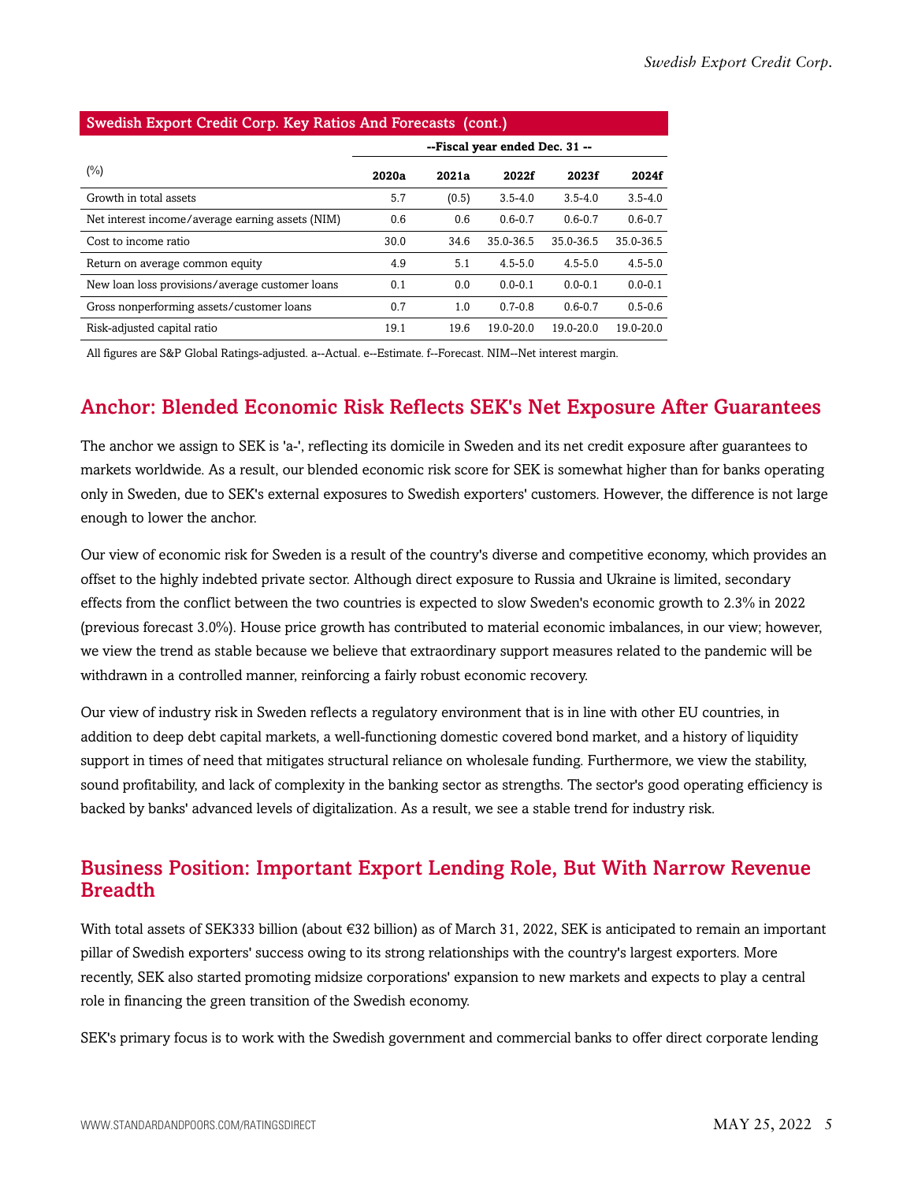| Swedish Export Credit Corp. Key Ratios And Forecasts (cont.) | | | | | |
|---|---|---|---|---|---|
| | --Fiscal year ended Dec. 31 -- | | | | |
| (%) | 2020a | 2021a | 2022f | 2023f | 2024f |
| Growth in total assets | 5.7 | (0.5) | 3.5-4.0 | 3.5-4.0 | 3.5-4.0 |
| Net interest income/average earning assets (NIM) | 0.6 | 0.6 | 0.6-0.7 | 0.6-0.7 | 0.6-0.7 |
| Cost to income ratio | 30.0 | 34.6 | 35.0-36.5 | 35.0-36.5 | 35.0-36.5 |
| Return on average common equity | 4.9 | 5.1 | 4.5-5.0 | 4.5-5.0 | 4.5-5.0 |
| New loan loss provisions/average customer loans | 0.1 | 0.0 | 0.0-0.1 | 0.0-0.1 | 0.0-0.1 |
| Gross nonperforming assets/customer loans | 0.7 | 1.0 | 0.7-0.8 | 0.6-0.7 | 0.5-0.6 |
| Risk-adjusted capital ratio | 19.1 | 19.6 | 19.0-20.0 | 19.0-20.0 | 19.0-20.0 |

All figures are S&P Global Ratings-adjusted. a--Actual. e--Estimate. f--Forecast. NIM--Net interest margin.

## Anchor: Blended Economic Risk Reflects SEK's Net Exposure After Guarantees

The anchor we assign to SEK is 'a-', reflecting its domicile in Sweden and its net credit exposure after guarantees to markets worldwide. As a result, our blended economic risk score for SEK is somewhat higher than for banks operating only in Sweden, due to SEK's external exposures to Swedish exporters' customers. However, the difference is not large enough to lower the anchor.

Our view of economic risk for Sweden is a result of the country's diverse and competitive economy, which provides an offset to the highly indebted private sector. Although direct exposure to Russia and Ukraine is limited, secondary effects from the conflict between the two countries is expected to slow Sweden's economic growth to 2.3% in 2022 (previous forecast 3.0%). House price growth has contributed to material economic imbalances, in our view; however, we view the trend as stable because we believe that extraordinary support measures related to the pandemic will be withdrawn in a controlled manner, reinforcing a fairly robust economic recovery.

Our view of industry risk in Sweden reflects a regulatory environment that is in line with other EU countries, in addition to deep debt capital markets, a well-functioning domestic covered bond market, and a history of liquidity support in times of need that mitigates structural reliance on wholesale funding. Furthermore, we view the stability, sound profitability, and lack of complexity in the banking sector as strengths. The sector's good operating efficiency is backed by banks' advanced levels of digitalization. As a result, we see a stable trend for industry risk.

## Business Position: Important Export Lending Role, But With Narrow Revenue Breadth

With total assets of SEK333 billion (about €32 billion) as of March 31, 2022, SEK is anticipated to remain an important pillar of Swedish exporters' success owing to its strong relationships with the country's largest exporters. More recently, SEK also started promoting midsize corporations' expansion to new markets and expects to play a central role in financing the green transition of the Swedish economy.

SEK's primary focus is to work with the Swedish government and commercial banks to offer direct corporate lending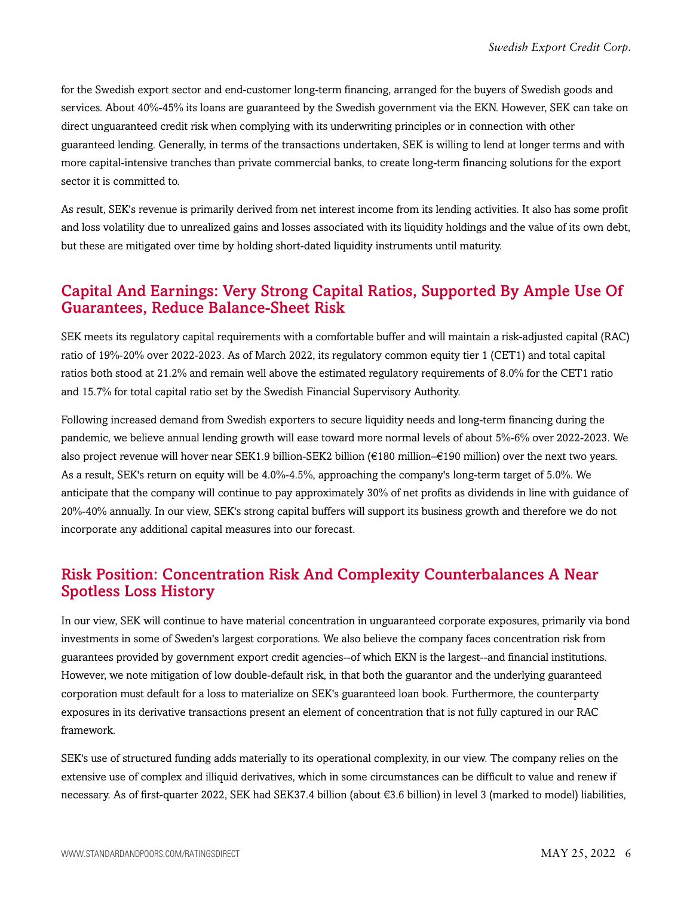for the Swedish export sector and end-customer long-term financing, arranged for the buyers of Swedish goods and services. About 40%-45% its loans are guaranteed by the Swedish government via the EKN. However, SEK can take on direct unguaranteed credit risk when complying with its underwriting principles or in connection with other guaranteed lending. Generally, in terms of the transactions undertaken, SEK is willing to lend at longer terms and with more capital-intensive tranches than private commercial banks, to create long-term financing solutions for the export sector it is committed to.

As result, SEK's revenue is primarily derived from net interest income from its lending activities. It also has some profit and loss volatility due to unrealized gains and losses associated with its liquidity holdings and the value of its own debt, but these are mitigated over time by holding short-dated liquidity instruments until maturity.

## Capital And Earnings: Very Strong Capital Ratios, Supported By Ample Use Of Guarantees, Reduce Balance-Sheet Risk

SEK meets its regulatory capital requirements with a comfortable buffer and will maintain a risk-adjusted capital (RAC) ratio of 19%-20% over 2022-2023. As of March 2022, its regulatory common equity tier 1 (CET1) and total capital ratios both stood at 21.2% and remain well above the estimated regulatory requirements of 8.0% for the CET1 ratio and 15.7% for total capital ratio set by the Swedish Financial Supervisory Authority.

Following increased demand from Swedish exporters to secure liquidity needs and long-term financing during the pandemic, we believe annual lending growth will ease toward more normal levels of about 5%-6% over 2022-2023. We also project revenue will hover near SEK1.9 billion-SEK2 billion (€180 million–€190 million) over the next two years. As a result, SEK's return on equity will be 4.0%-4.5%, approaching the company's long-term target of 5.0%. We anticipate that the company will continue to pay approximately 30% of net profits as dividends in line with guidance of 20%-40% annually. In our view, SEK's strong capital buffers will support its business growth and therefore we do not incorporate any additional capital measures into our forecast.

## Risk Position: Concentration Risk And Complexity Counterbalances A Near Spotless Loss History

In our view, SEK will continue to have material concentration in unguaranteed corporate exposures, primarily via bond investments in some of Sweden's largest corporations. We also believe the company faces concentration risk from guarantees provided by government export credit agencies--of which EKN is the largest--and financial institutions. However, we note mitigation of low double-default risk, in that both the guarantor and the underlying guaranteed corporation must default for a loss to materialize on SEK's guaranteed loan book. Furthermore, the counterparty exposures in its derivative transactions present an element of concentration that is not fully captured in our RAC framework.

SEK's use of structured funding adds materially to its operational complexity, in our view. The company relies on the extensive use of complex and illiquid derivatives, which in some circumstances can be difficult to value and renew if necessary. As of first-quarter 2022, SEK had SEK37.4 billion (about €3.6 billion) in level 3 (marked to model) liabilities,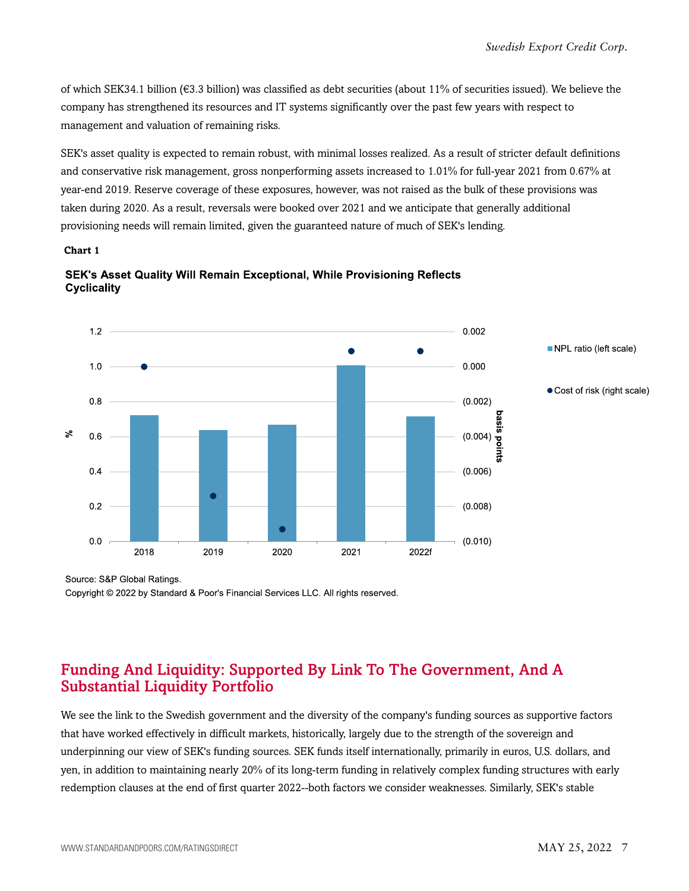of which SEK34.1 billion (€3.3 billion) was classified as debt securities (about 11% of securities issued). We believe the company has strengthened its resources and IT systems significantly over the past few years with respect to management and valuation of remaining risks.

SEK's asset quality is expected to remain robust, with minimal losses realized. As a result of stricter default definitions and conservative risk management, gross nonperforming assets increased to 1.01% for full-year 2021 from 0.67% at year-end 2019. Reserve coverage of these exposures, however, was not raised as the bulk of these provisions was taken during 2020. As a result, reversals were booked over 2021 and we anticipate that generally additional provisioning needs will remain limited, given the guaranteed nature of much of SEK's lending.

**Chart 1**

**SEK's Asset Quality Will Remain Exceptional, While Provisioning Reflects Cyclicality**

Source: S&P Global Ratings.

Copyright © 2022 by Standard & Poor's Financial Services LLC. All rights reserved.

## Funding And Liquidity: Supported By Link To The Government, And A Substantial Liquidity Portfolio

We see the link to the Swedish government and the diversity of the company's funding sources as supportive factors that have worked effectively in difficult markets, historically, largely due to the strength of the sovereign and underpinning our view of SEK's funding sources. SEK funds itself internationally, primarily in euros, U.S. dollars, and yen, in addition to maintaining nearly 20% of its long-term funding in relatively complex funding structures with early redemption clauses at the end of first quarter 2022--both factors we consider weaknesses. Similarly, SEK's stable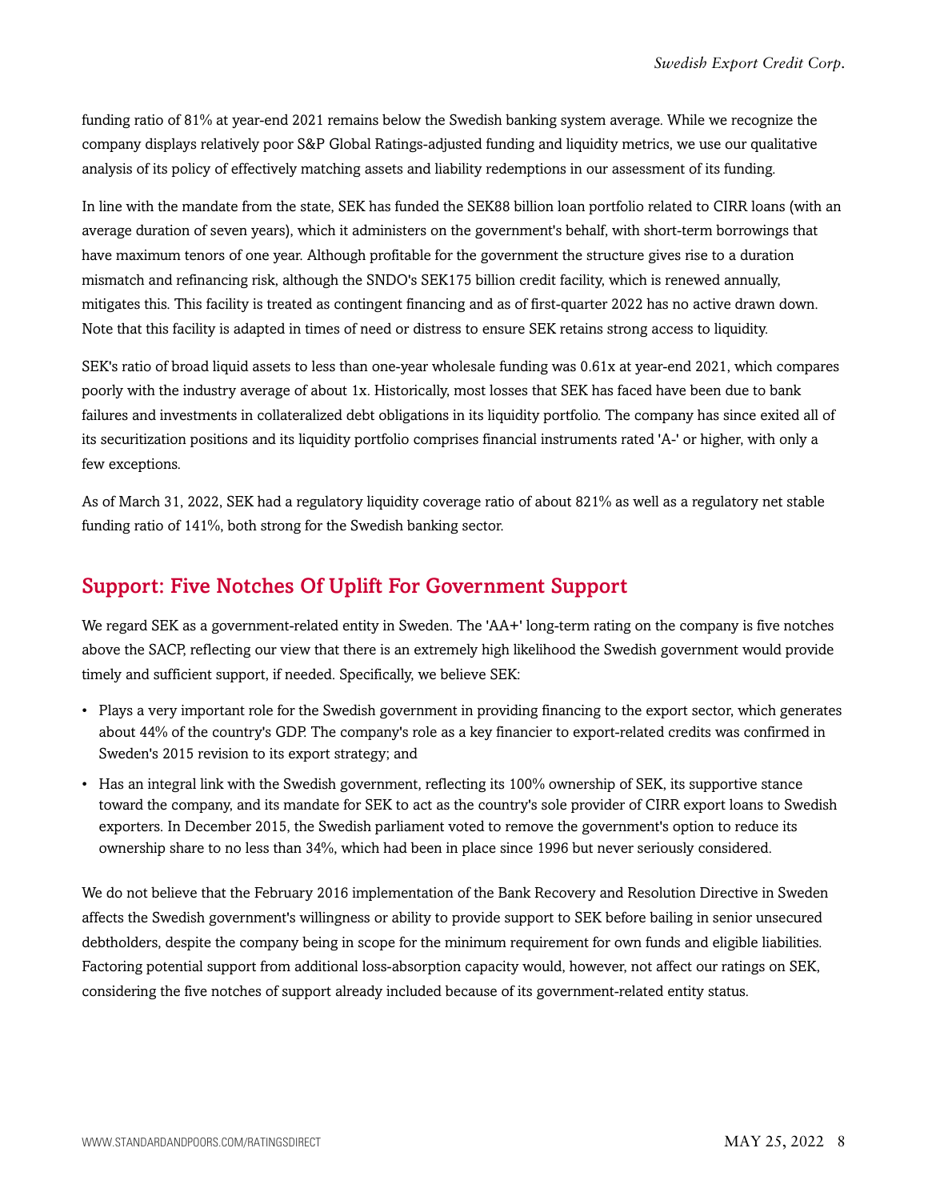funding ratio of 81% at year-end 2021 remains below the Swedish banking system average. While we recognize the company displays relatively poor S&P Global Ratings-adjusted funding and liquidity metrics, we use our qualitative analysis of its policy of effectively matching assets and liability redemptions in our assessment of its funding.

In line with the mandate from the state, SEK has funded the SEK88 billion loan portfolio related to CIRR loans (with an average duration of seven years), which it administers on the government's behalf, with short-term borrowings that have maximum tenors of one year. Although profitable for the government the structure gives rise to a duration mismatch and refinancing risk, although the SNDO's SEK175 billion credit facility, which is renewed annually, mitigates this. This facility is treated as contingent financing and as of first-quarter 2022 has no active drawn down. Note that this facility is adapted in times of need or distress to ensure SEK retains strong access to liquidity.

SEK's ratio of broad liquid assets to less than one-year wholesale funding was 0.61x at year-end 2021, which compares poorly with the industry average of about 1x. Historically, most losses that SEK has faced have been due to bank failures and investments in collateralized debt obligations in its liquidity portfolio. The company has since exited all of its securitization positions and its liquidity portfolio comprises financial instruments rated 'A-' or higher, with only a few exceptions.

As of March 31, 2022, SEK had a regulatory liquidity coverage ratio of about 821% as well as a regulatory net stable funding ratio of 141%, both strong for the Swedish banking sector.

## Support: Five Notches Of Uplift For Government Support

We regard SEK as a government-related entity in Sweden. The 'AA+' long-term rating on the company is five notches above the SACP, reflecting our view that there is an extremely high likelihood the Swedish government would provide timely and sufficient support, if needed. Specifically, we believe SEK:

- Plays a very important role for the Swedish government in providing financing to the export sector, which generates about 44% of the country's GDP. The company's role as a key financier to export-related credits was confirmed in Sweden's 2015 revision to its export strategy; and
- Has an integral link with the Swedish government, reflecting its 100% ownership of SEK, its supportive stance toward the company, and its mandate for SEK to act as the country's sole provider of CIRR export loans to Swedish exporters. In December 2015, the Swedish parliament voted to remove the government's option to reduce its ownership share to no less than 34%, which had been in place since 1996 but never seriously considered.

We do not believe that the February 2016 implementation of the Bank Recovery and Resolution Directive in Sweden affects the Swedish government's willingness or ability to provide support to SEK before bailing in senior unsecured debtholders, despite the company being in scope for the minimum requirement for own funds and eligible liabilities. Factoring potential support from additional loss-absorption capacity would, however, not affect our ratings on SEK, considering the five notches of support already included because of its government-related entity status.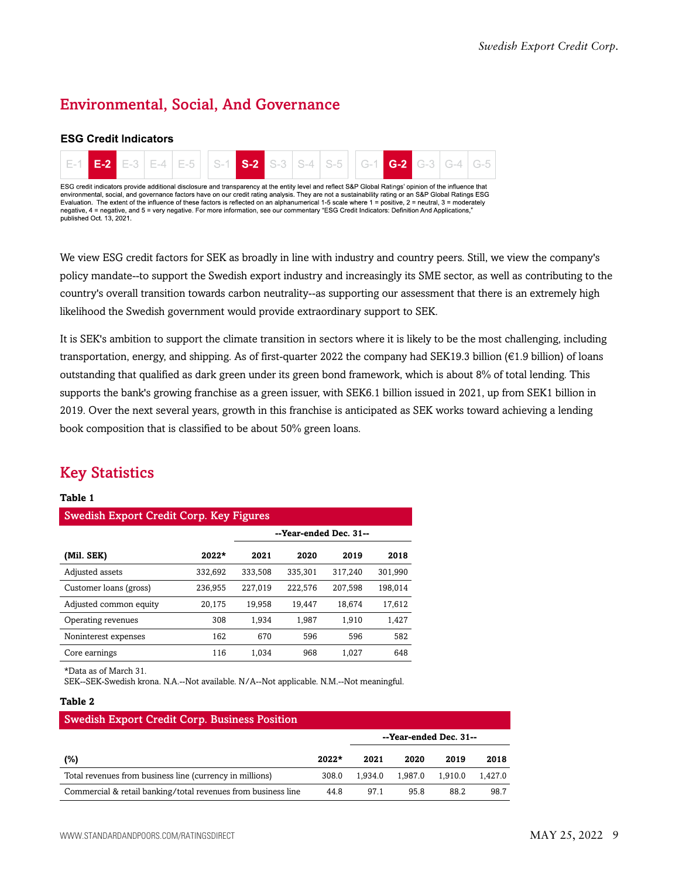## Environmental, Social, And Governance

**ESG Credit Indicators**

| E-1 | **E-2** | E-3 | E-4 | E-5 | S-1 | **S-2** | S-3 | S-4 | S-5 | G-1 | **G-2** | G-3 | G-4 | G-5 |
|---|---|---|---|---|---|---|---|---|---|---|---|---|---|---|

ESG credit indicators provide additional disclosure and transparency at the entity level and reflect S&P Global Ratings' opinion of the influence that environmental, social, and governance factors have on our credit rating analysis. They are not a sustainability rating or an S&P Global Ratings ESG Evaluation. The extent of the influence of these factors is reflected on an alphanumerical 1-5 scale where 1 = positive, 2 = neutral, 3 = moderately negative, 4 = negative, and 5 = very negative. For more information, see our commentary "ESG Credit Indicators: Definition And Applications," published Oct. 13, 2021.

We view ESG credit factors for SEK as broadly in line with industry and country peers. Still, we view the company's policy mandate--to support the Swedish export industry and increasingly its SME sector, as well as contributing to the country's overall transition towards carbon neutrality--as supporting our assessment that there is an extremely high likelihood the Swedish government would provide extraordinary support to SEK.

It is SEK's ambition to support the climate transition in sectors where it is likely to be the most challenging, including transportation, energy, and shipping. As of first-quarter 2022 the company had SEK19.3 billion (€1.9 billion) of loans outstanding that qualified as dark green under its green bond framework, which is about 8% of total lending. This supports the bank's growing franchise as a green issuer, with SEK6.1 billion issued in 2021, up from SEK1 billion in 2019. Over the next several years, growth in this franchise is anticipated as SEK works toward achieving a lending book composition that is classified to be about 50% green loans.

## Key Statistics

**Table 1**

**Swedish Export Credit Corp. Key Figures**

| | | --Year-ended Dec. 31-- | | | |
|---|---|---|---|---|---|
| **(Mil. SEK)** | **2022*** | **2021** | **2020** | **2019** | **2018** |
| Adjusted assets | 332,692 | 333,508 | 335,301 | 317,240 | 301,990 |
| Customer loans (gross) | 236,955 | 227,019 | 222,576 | 207,598 | 198,014 |
| Adjusted common equity | 20,175 | 19,958 | 19,447 | 18,674 | 17,612 |
| Operating revenues | 308 | 1,934 | 1,987 | 1,910 | 1,427 |
| Noninterest expenses | 162 | 670 | 596 | 596 | 582 |
| Core earnings | 116 | 1,034 | 968 | 1,027 | 648 |

*Data as of March 31.
SEK--SEK-Swedish krona. N.A.--Not available. N/A--Not applicable. N.M.--Not meaningful.

**Table 2**

**Swedish Export Credit Corp. Business Position**

| | | --Year-ended Dec. 31-- | | | |
|---|---|---|---|---|---|
| **(%)** | **2022*** | **2021** | **2020** | **2019** | **2018** |
| Total revenues from business line (currency in millions) | 308.0 | 1,934.0 | 1,987.0 | 1,910.0 | 1,427.0 |
| Commercial & retail banking/total revenues from business line | 44.8 | 97.1 | 95.8 | 88.2 | 98.7 |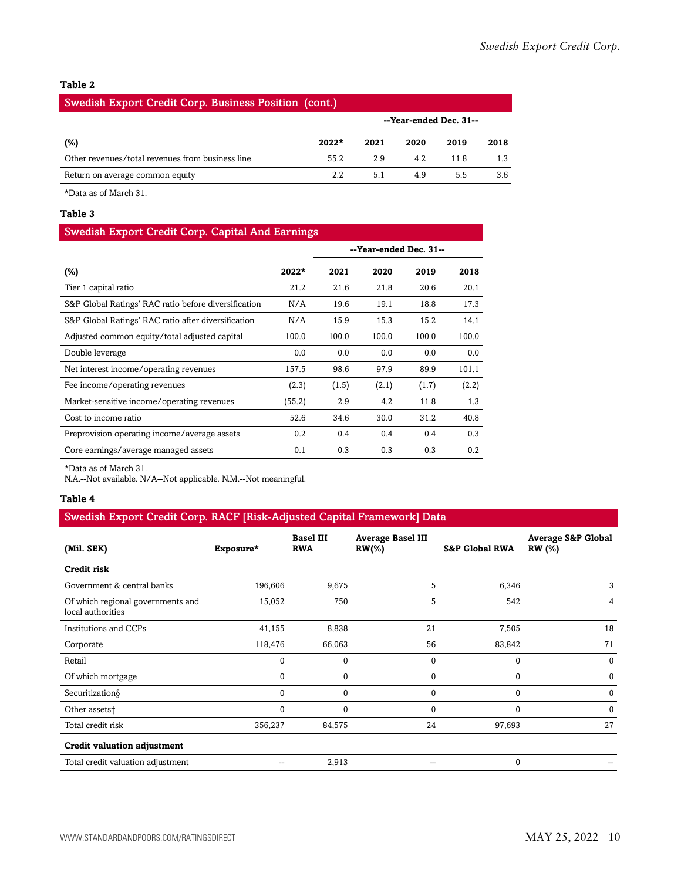**Table 2**

| Swedish Export Credit Corp. Business Position (cont.) | | | | | |
|---|---|---|---|---|---|
| | | --Year-ended Dec. 31-- | | | |
| (%) | 2022* | 2021 | 2020 | 2019 | 2018 |
| Other revenues/total revenues from business line | 55.2 | 2.9 | 4.2 | 11.8 | 1.3 |
| Return on average common equity | 2.2 | 5.1 | 4.9 | 5.5 | 3.6 |

*Data as of March 31.

**Table 3**

| Swedish Export Credit Corp. Capital And Earnings | | | | | |
|---|---|---|---|---|---|
| | | --Year-ended Dec. 31-- | | | |
| (%) | 2022* | 2021 | 2020 | 2019 | 2018 |
| Tier 1 capital ratio | 21.2 | 21.6 | 21.8 | 20.6 | 20.1 |
| S&P Global Ratings' RAC ratio before diversification | N/A | 19.6 | 19.1 | 18.8 | 17.3 |
| S&P Global Ratings' RAC ratio after diversification | N/A | 15.9 | 15.3 | 15.2 | 14.1 |
| Adjusted common equity/total adjusted capital | 100.0 | 100.0 | 100.0 | 100.0 | 100.0 |
| Double leverage | 0.0 | 0.0 | 0.0 | 0.0 | 0.0 |
| Net interest income/operating revenues | 157.5 | 98.6 | 97.9 | 89.9 | 101.1 |
| Fee income/operating revenues | (2.3) | (1.5) | (2.1) | (1.7) | (2.2) |
| Market-sensitive income/operating revenues | (55.2) | 2.9 | 4.2 | 11.8 | 1.3 |
| Cost to income ratio | 52.6 | 34.6 | 30.0 | 31.2 | 40.8 |
| Preprovision operating income/average assets | 0.2 | 0.4 | 0.4 | 0.4 | 0.3 |
| Core earnings/average managed assets | 0.1 | 0.3 | 0.3 | 0.3 | 0.2 |

*Data as of March 31.
N.A.--Not available. N/A--Not applicable. N.M.--Not meaningful.

**Table 4**

| Swedish Export Credit Corp. RACF [Risk-Adjusted Capital Framework] Data | | | | | |
|---|---|---|---|---|---|
| (Mil. SEK) | Exposure* | Basel III RWA | Average Basel III RW(%) | S&P Global RWA | Average S&P Global RW (%) |
| **Credit risk** | | | | | |
| Government & central banks | 196,606 | 9,675 | 5 | 6,346 | 3 |
| Of which regional governments and local authorities | 15,052 | 750 | 5 | 542 | 4 |
| Institutions and CCPs | 41,155 | 8,838 | 21 | 7,505 | 18 |
| Corporate | 118,476 | 66,063 | 56 | 83,842 | 71 |
| Retail | 0 | 0 | 0 | 0 | 0 |
| Of which mortgage | 0 | 0 | 0 | 0 | 0 |
| Securitization§ | 0 | 0 | 0 | 0 | 0 |
| Other assets† | 0 | 0 | 0 | 0 | 0 |
| Total credit risk | 356,237 | 84,575 | 24 | 97,693 | 27 |
| **Credit valuation adjustment** | | | | | |
| Total credit valuation adjustment | -- | 2,913 | -- | 0 | -- |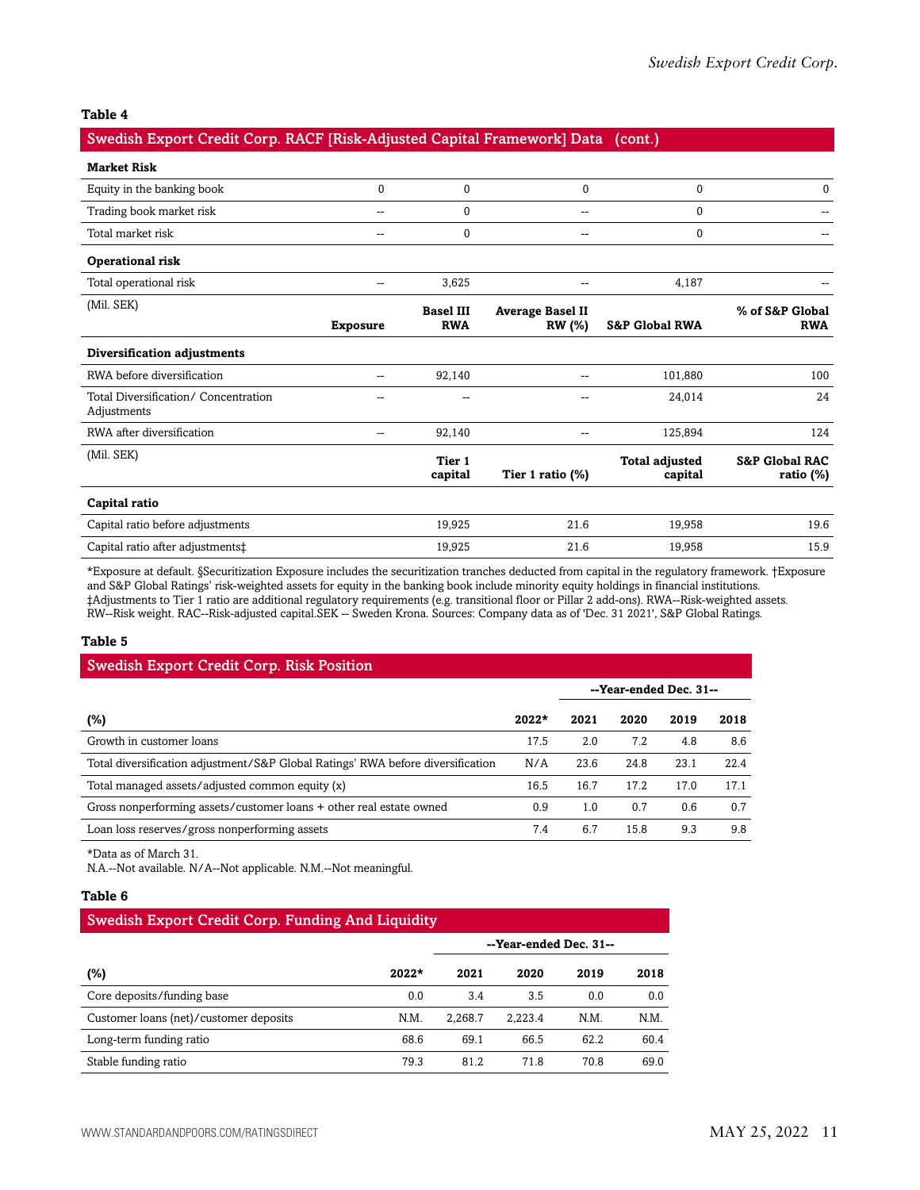**Table 4**

| Swedish Export Credit Corp. RACF [Risk-Adjusted Capital Framework] Data (cont.) | | | | | |
|---|---|---|---|---|---|
| **Market Risk** | | | | | |
| Equity in the banking book | 0 | 0 | 0 | 0 | 0 |
| Trading book market risk | -- | 0 | -- | 0 | -- |
| Total market risk | -- | 0 | -- | 0 | -- |
| **Operational risk** | | | | | |
| Total operational risk | -- | 3,625 | -- | 4,187 | -- |
| (Mil. SEK) | **Exposure** | **Basel III RWA** | **Average Basel II RW (%)** | **S&P Global RWA** | **% of S&P Global RWA** |
| **Diversification adjustments** | | | | | |
| RWA before diversification | -- | 92,140 | -- | 101,880 | 100 |
| Total Diversification/ Concentration Adjustments | -- | -- | -- | 24,014 | 24 |
| RWA after diversification | -- | 92,140 | -- | 125,894 | 124 |
| (Mil. SEK) | | **Tier 1 capital** | **Tier 1 ratio (%)** | **Total adjusted capital** | **S&P Global RAC ratio (%)** |
| **Capital ratio** | | | | | |
| Capital ratio before adjustments | | 19,925 | 21.6 | 19,958 | 19.6 |
| Capital ratio after adjustments‡ | | 19,925 | 21.6 | 19,958 | 15.9 |

*Exposure at default. §Securitization Exposure includes the securitization tranches deducted from capital in the regulatory framework. †Exposure and S&P Global Ratings' risk-weighted assets for equity in the banking book include minority equity holdings in financial institutions. ‡Adjustments to Tier 1 ratio are additional regulatory requirements (e.g. transitional floor or Pillar 2 add-ons). RWA--Risk-weighted assets. RW--Risk weight. RAC--Risk-adjusted capital.SEK -- Sweden Krona. Sources: Company data as of 'Dec. 31 2021', S&P Global Ratings.

**Table 5**

| Swedish Export Credit Corp. Risk Position | | | | | |
|---|---|---|---|---|---|
| | | --Year-ended Dec. 31-- | | | |
| **(%)** | **2022*** | **2021** | **2020** | **2019** | **2018** |
| Growth in customer loans | 17.5 | 2.0 | 7.2 | 4.8 | 8.6 |
| Total diversification adjustment/S&P Global Ratings' RWA before diversification | N/A | 23.6 | 24.8 | 23.1 | 22.4 |
| Total managed assets/adjusted common equity (x) | 16.5 | 16.7 | 17.2 | 17.0 | 17.1 |
| Gross nonperforming assets/customer loans + other real estate owned | 0.9 | 1.0 | 0.7 | 0.6 | 0.7 |
| Loan loss reserves/gross nonperforming assets | 7.4 | 6.7 | 15.8 | 9.3 | 9.8 |

*Data as of March 31.
N.A.--Not available. N/A--Not applicable. N.M.--Not meaningful.

**Table 6**

| Swedish Export Credit Corp. Funding And Liquidity | | | | | |
|---|---|---|---|---|---|
| | | --Year-ended Dec. 31-- | | | |
| **(%)** | **2022*** | **2021** | **2020** | **2019** | **2018** |
| Core deposits/funding base | 0.0 | 3.4 | 3.5 | 0.0 | 0.0 |
| Customer loans (net)/customer deposits | N.M. | 2,268.7 | 2,223.4 | N.M. | N.M. |
| Long-term funding ratio | 68.6 | 69.1 | 66.5 | 62.2 | 60.4 |
| Stable funding ratio | 79.3 | 81.2 | 71.8 | 70.8 | 69.0 |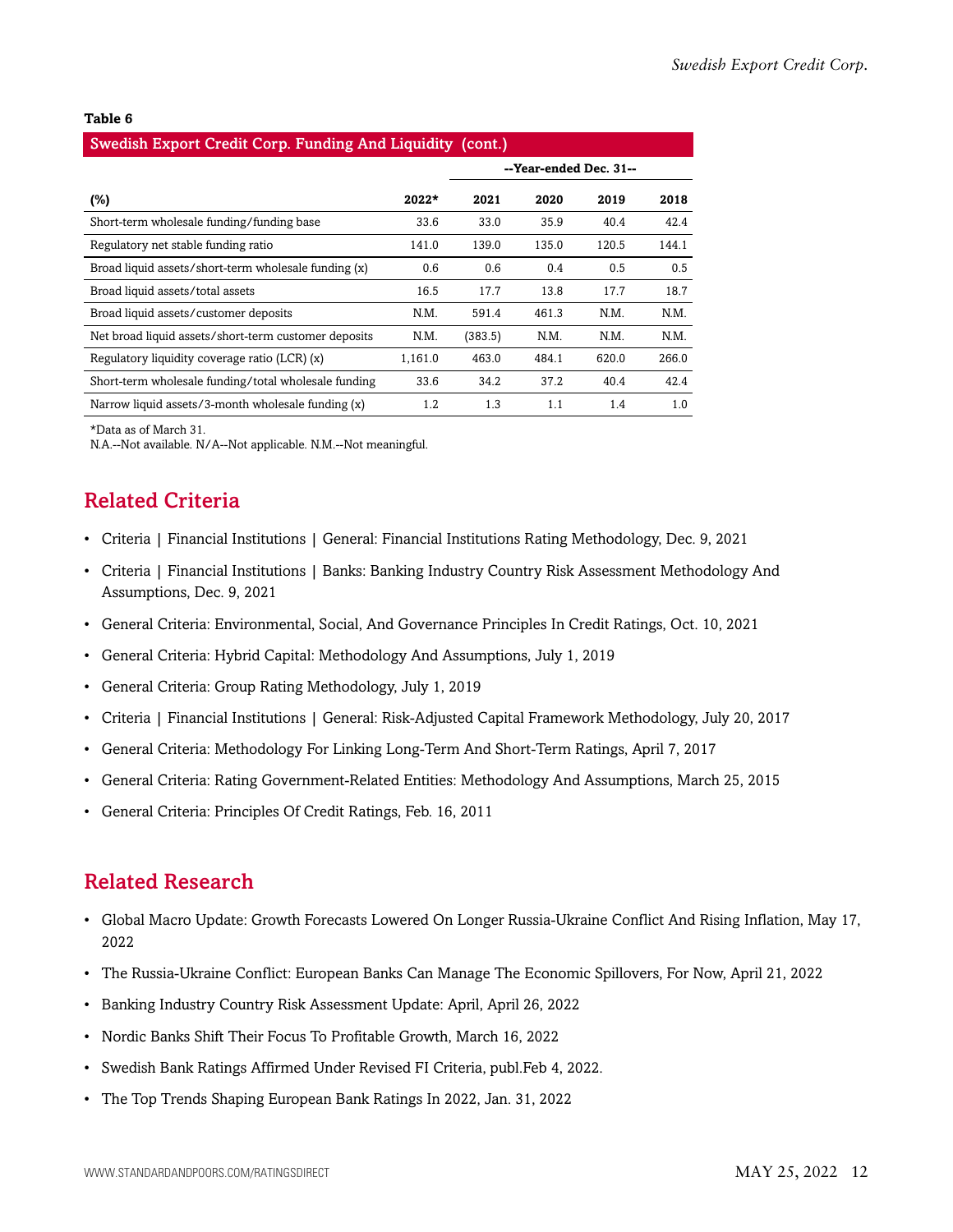**Table 6**

**Swedish Export Credit Corp. Funding And Liquidity (cont.)**

| | | --Year-ended Dec. 31-- | | | |
|---|---|---|---|---|---|
| (%) | 2022* | 2021 | 2020 | 2019 | 2018 |
| Short-term wholesale funding/funding base | 33.6 | 33.0 | 35.9 | 40.4 | 42.4 |
| Regulatory net stable funding ratio | 141.0 | 139.0 | 135.0 | 120.5 | 144.1 |
| Broad liquid assets/short-term wholesale funding (x) | 0.6 | 0.6 | 0.4 | 0.5 | 0.5 |
| Broad liquid assets/total assets | 16.5 | 17.7 | 13.8 | 17.7 | 18.7 |
| Broad liquid assets/customer deposits | N.M. | 591.4 | 461.3 | N.M. | N.M. |
| Net broad liquid assets/short-term customer deposits | N.M. | (383.5) | N.M. | N.M. | N.M. |
| Regulatory liquidity coverage ratio (LCR) (x) | 1,161.0 | 463.0 | 484.1 | 620.0 | 266.0 |
| Short-term wholesale funding/total wholesale funding | 33.6 | 34.2 | 37.2 | 40.4 | 42.4 |
| Narrow liquid assets/3-month wholesale funding (x) | 1.2 | 1.3 | 1.1 | 1.4 | 1.0 |

*Data as of March 31.
N.A.--Not available. N/A--Not applicable. N.M.--Not meaningful.

## Related Criteria

- Criteria | Financial Institutions | General: Financial Institutions Rating Methodology, Dec. 9, 2021
- Criteria | Financial Institutions | Banks: Banking Industry Country Risk Assessment Methodology And Assumptions, Dec. 9, 2021
- General Criteria: Environmental, Social, And Governance Principles In Credit Ratings, Oct. 10, 2021
- General Criteria: Hybrid Capital: Methodology And Assumptions, July 1, 2019
- General Criteria: Group Rating Methodology, July 1, 2019
- Criteria | Financial Institutions | General: Risk-Adjusted Capital Framework Methodology, July 20, 2017
- General Criteria: Methodology For Linking Long-Term And Short-Term Ratings, April 7, 2017
- General Criteria: Rating Government-Related Entities: Methodology And Assumptions, March 25, 2015
- General Criteria: Principles Of Credit Ratings, Feb. 16, 2011

## Related Research

- Global Macro Update: Growth Forecasts Lowered On Longer Russia-Ukraine Conflict And Rising Inflation, May 17, 2022
- The Russia-Ukraine Conflict: European Banks Can Manage The Economic Spillovers, For Now, April 21, 2022
- Banking Industry Country Risk Assessment Update: April, April 26, 2022
- Nordic Banks Shift Their Focus To Profitable Growth, March 16, 2022
- Swedish Bank Ratings Affirmed Under Revised FI Criteria, publ.Feb 4, 2022.
- The Top Trends Shaping European Bank Ratings In 2022, Jan. 31, 2022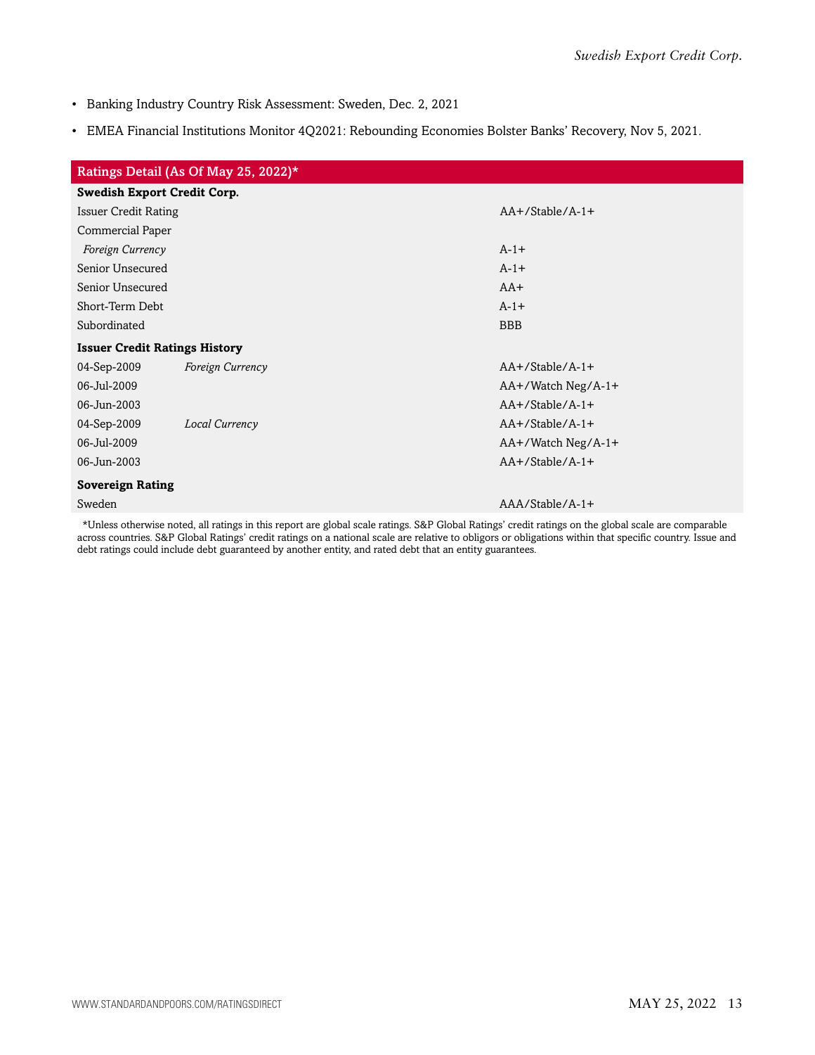- Banking Industry Country Risk Assessment: Sweden, Dec. 2, 2021
- EMEA Financial Institutions Monitor 4Q2021: Rebounding Economies Bolster Banks' Recovery, Nov 5, 2021.

| Ratings Detail (As Of May 25, 2022)* | | |
|---|---|---|
| **Swedish Export Credit Corp.** | | |
| Issuer Credit Rating | | AA+/Stable/A-1+ |
| Commercial Paper | | |
| *Foreign Currency* | | A-1+ |
| Senior Unsecured | | A-1+ |
| Senior Unsecured | | AA+ |
| Short-Term Debt | | A-1+ |
| Subordinated | | BBB |
| **Issuer Credit Ratings History** | | |
| 04-Sep-2009 | *Foreign Currency* | AA+/Stable/A-1+ |
| 06-Jul-2009 | | AA+/Watch Neg/A-1+ |
| 06-Jun-2003 | | AA+/Stable/A-1+ |
| 04-Sep-2009 | *Local Currency* | AA+/Stable/A-1+ |
| 06-Jul-2009 | | AA+/Watch Neg/A-1+ |
| 06-Jun-2003 | | AA+/Stable/A-1+ |
| **Sovereign Rating** | | |
| Sweden | | AAA/Stable/A-1+ |

*Unless otherwise noted, all ratings in this report are global scale ratings. S&P Global Ratings' credit ratings on the global scale are comparable across countries. S&P Global Ratings' credit ratings on a national scale are relative to obligors or obligations within that specific country. Issue and debt ratings could include debt guaranteed by another entity, and rated debt that an entity guarantees.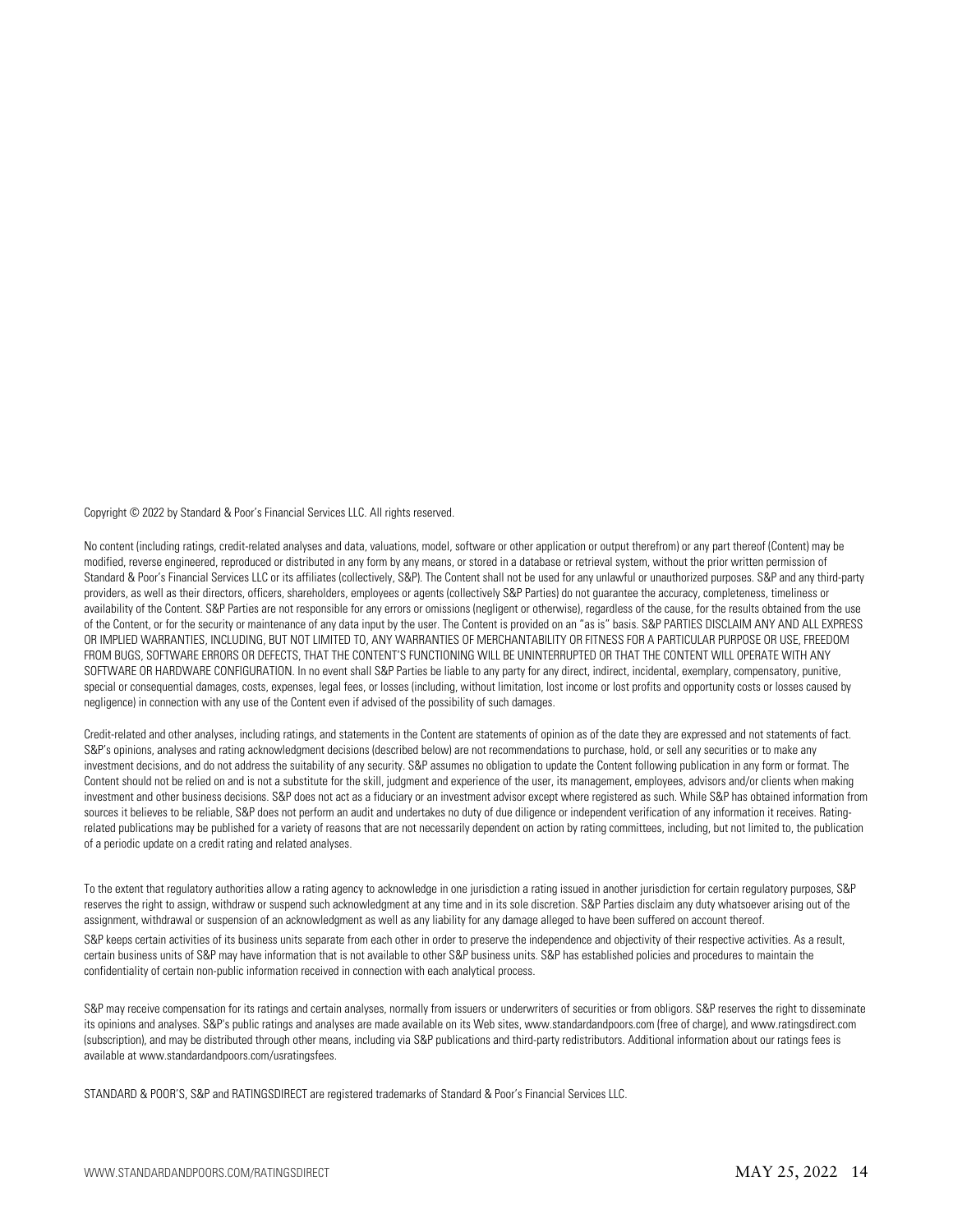Copyright © 2022 by Standard & Poor's Financial Services LLC. All rights reserved.

No content (including ratings, credit-related analyses and data, valuations, model, software or other application or output therefrom) or any part thereof (Content) may be modified, reverse engineered, reproduced or distributed in any form by any means, or stored in a database or retrieval system, without the prior written permission of Standard & Poor's Financial Services LLC or its affiliates (collectively, S&P). The Content shall not be used for any unlawful or unauthorized purposes. S&P and any third-party providers, as well as their directors, officers, shareholders, employees or agents (collectively S&P Parties) do not guarantee the accuracy, completeness, timeliness or availability of the Content. S&P Parties are not responsible for any errors or omissions (negligent or otherwise), regardless of the cause, for the results obtained from the use of the Content, or for the security or maintenance of any data input by the user. The Content is provided on an "as is" basis. S&P PARTIES DISCLAIM ANY AND ALL EXPRESS OR IMPLIED WARRANTIES, INCLUDING, BUT NOT LIMITED TO, ANY WARRANTIES OF MERCHANTABILITY OR FITNESS FOR A PARTICULAR PURPOSE OR USE, FREEDOM FROM BUGS, SOFTWARE ERRORS OR DEFECTS, THAT THE CONTENT'S FUNCTIONING WILL BE UNINTERRUPTED OR THAT THE CONTENT WILL OPERATE WITH ANY SOFTWARE OR HARDWARE CONFIGURATION. In no event shall S&P Parties be liable to any party for any direct, indirect, incidental, exemplary, compensatory, punitive, special or consequential damages, costs, expenses, legal fees, or losses (including, without limitation, lost income or lost profits and opportunity costs or losses caused by negligence) in connection with any use of the Content even if advised of the possibility of such damages.

Credit-related and other analyses, including ratings, and statements in the Content are statements of opinion as of the date they are expressed and not statements of fact. S&P's opinions, analyses and rating acknowledgment decisions (described below) are not recommendations to purchase, hold, or sell any securities or to make any investment decisions, and do not address the suitability of any security. S&P assumes no obligation to update the Content following publication in any form or format. The Content should not be relied on and is not a substitute for the skill, judgment and experience of the user, its management, employees, advisors and/or clients when making investment and other business decisions. S&P does not act as a fiduciary or an investment advisor except where registered as such. While S&P has obtained information from sources it believes to be reliable, S&P does not perform an audit and undertakes no duty of due diligence or independent verification of any information it receives. Rating-related publications may be published for a variety of reasons that are not necessarily dependent on action by rating committees, including, but not limited to, the publication of a periodic update on a credit rating and related analyses.

To the extent that regulatory authorities allow a rating agency to acknowledge in one jurisdiction a rating issued in another jurisdiction for certain regulatory purposes, S&P reserves the right to assign, withdraw or suspend such acknowledgment at any time and in its sole discretion. S&P Parties disclaim any duty whatsoever arising out of the assignment, withdrawal or suspension of an acknowledgment as well as any liability for any damage alleged to have been suffered on account thereof.

S&P keeps certain activities of its business units separate from each other in order to preserve the independence and objectivity of their respective activities. As a result, certain business units of S&P may have information that is not available to other S&P business units. S&P has established policies and procedures to maintain the confidentiality of certain non-public information received in connection with each analytical process.

S&P may receive compensation for its ratings and certain analyses, normally from issuers or underwriters of securities or from obligors. S&P reserves the right to disseminate its opinions and analyses. S&P's public ratings and analyses are made available on its Web sites, www.standardandpoors.com (free of charge), and www.ratingsdirect.com (subscription), and may be distributed through other means, including via S&P publications and third-party redistributors. Additional information about our ratings fees is available at www.standardandpoors.com/usratingsfees.

STANDARD & POOR'S, S&P and RATINGSDIRECT are registered trademarks of Standard & Poor's Financial Services LLC.